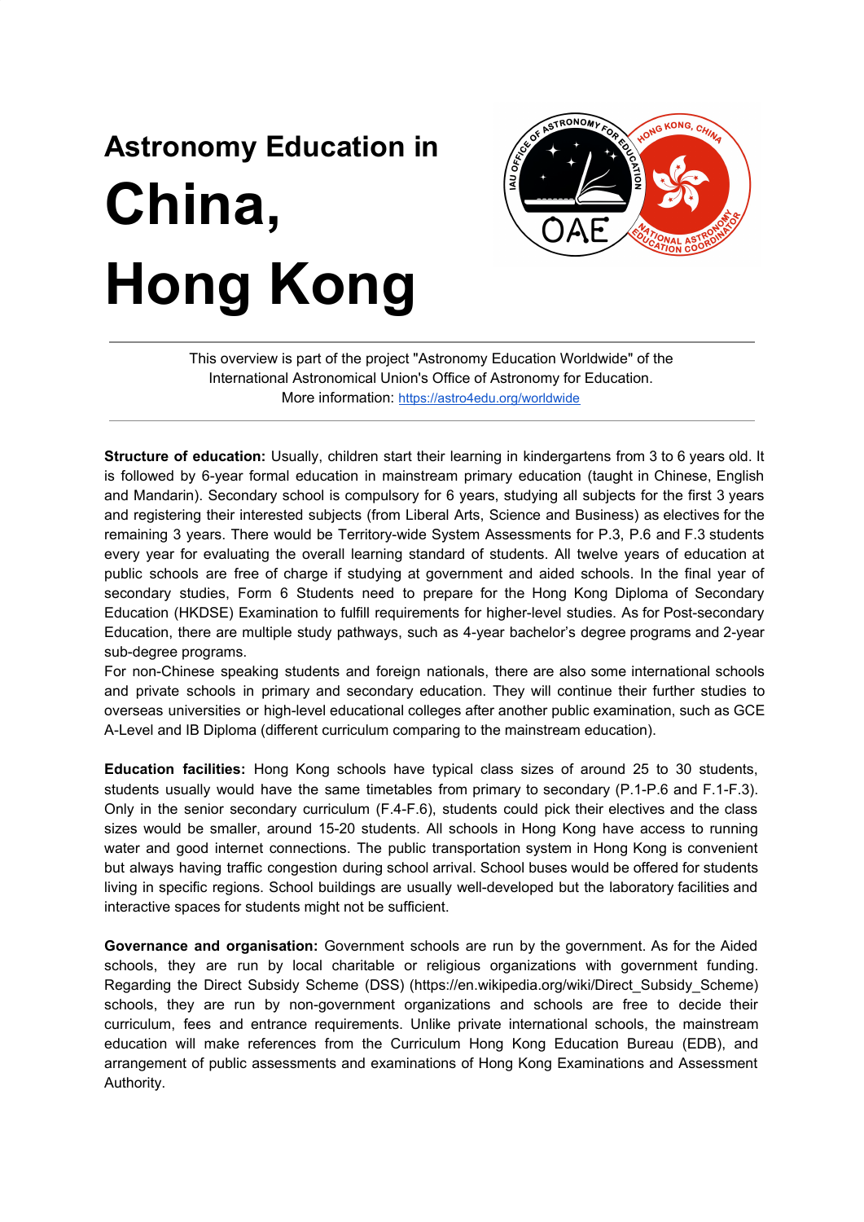# Astronomy Education in

# China, Hong Kong

This overview is part of the project "Astronomy Education Worldwide" of the International Astronomical Union's Office of Astronomy for Education.
More information: https://astro4edu.org/worldwide

**Structure of education:** Usually, children start their learning in kindergartens from 3 to 6 years old. It is followed by 6-year formal education in mainstream primary education (taught in Chinese, English and Mandarin). Secondary school is compulsory for 6 years, studying all subjects for the first 3 years and registering their interested subjects (from Liberal Arts, Science and Business) as electives for the remaining 3 years. There would be Territory-wide System Assessments for P.3, P.6 and F.3 students every year for evaluating the overall learning standard of students. All twelve years of education at public schools are free of charge if studying at government and aided schools. In the final year of secondary studies, Form 6 Students need to prepare for the Hong Kong Diploma of Secondary Education (HKDSE) Examination to fulfill requirements for higher-level studies. As for Post-secondary Education, there are multiple study pathways, such as 4-year bachelor's degree programs and 2-year sub-degree programs.
For non-Chinese speaking students and foreign nationals, there are also some international schools and private schools in primary and secondary education. They will continue their further studies to overseas universities or high-level educational colleges after another public examination, such as GCE A-Level and IB Diploma (different curriculum comparing to the mainstream education).

**Education facilities:** Hong Kong schools have typical class sizes of around 25 to 30 students, students usually would have the same timetables from primary to secondary (P.1-P.6 and F.1-F.3). Only in the senior secondary curriculum (F.4-F.6), students could pick their electives and the class sizes would be smaller, around 15-20 students. All schools in Hong Kong have access to running water and good internet connections. The public transportation system in Hong Kong is convenient but always having traffic congestion during school arrival. School buses would be offered for students living in specific regions. School buildings are usually well-developed but the laboratory facilities and interactive spaces for students might not be sufficient.

**Governance and organisation:** Government schools are run by the government. As for the Aided schools, they are run by local charitable or religious organizations with government funding. Regarding the Direct Subsidy Scheme (DSS) (https://en.wikipedia.org/wiki/Direct_Subsidy_Scheme) schools, they are run by non-government organizations and schools are free to decide their curriculum, fees and entrance requirements. Unlike private international schools, the mainstream education will make references from the Curriculum Hong Kong Education Bureau (EDB), and arrangement of public assessments and examinations of Hong Kong Examinations and Assessment Authority.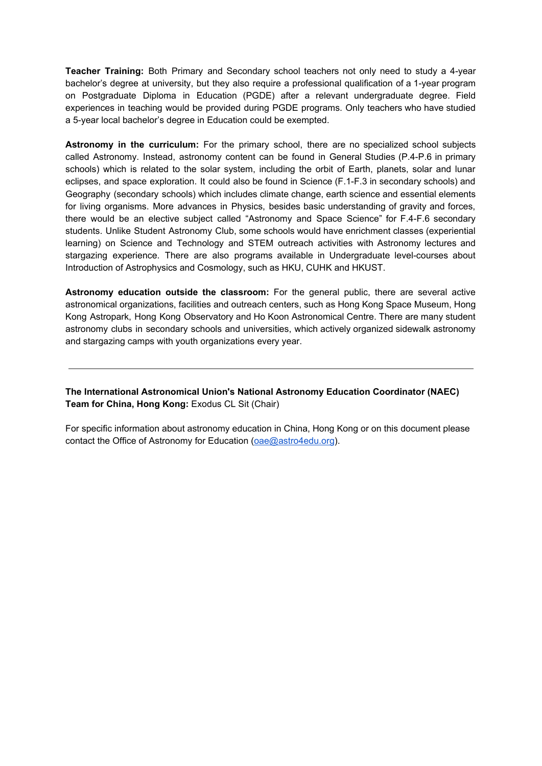**Teacher Training:** Both Primary and Secondary school teachers not only need to study a 4-year bachelor's degree at university, but they also require a professional qualification of a 1-year program on Postgraduate Diploma in Education (PGDE) after a relevant undergraduate degree. Field experiences in teaching would be provided during PGDE programs. Only teachers who have studied a 5-year local bachelor's degree in Education could be exempted.

**Astronomy in the curriculum:** For the primary school, there are no specialized school subjects called Astronomy. Instead, astronomy content can be found in General Studies (P.4-P.6 in primary schools) which is related to the solar system, including the orbit of Earth, planets, solar and lunar eclipses, and space exploration. It could also be found in Science (F.1-F.3 in secondary schools) and Geography (secondary schools) which includes climate change, earth science and essential elements for living organisms. More advances in Physics, besides basic understanding of gravity and forces, there would be an elective subject called "Astronomy and Space Science" for F.4-F.6 secondary students. Unlike Student Astronomy Club, some schools would have enrichment classes (experiential learning) on Science and Technology and STEM outreach activities with Astronomy lectures and stargazing experience. There are also programs available in Undergraduate level-courses about Introduction of Astrophysics and Cosmology, such as HKU, CUHK and HKUST.

**Astronomy education outside the classroom:** For the general public, there are several active astronomical organizations, facilities and outreach centers, such as Hong Kong Space Museum, Hong Kong Astropark, Hong Kong Observatory and Ho Koon Astronomical Centre. There are many student astronomy clubs in secondary schools and universities, which actively organized sidewalk astronomy and stargazing camps with youth organizations every year.

---

**The International Astronomical Union's National Astronomy Education Coordinator (NAEC) Team for China, Hong Kong:** Exodus CL Sit (Chair)

For specific information about astronomy education in China, Hong Kong or on this document please contact the Office of Astronomy for Education (oae@astro4edu.org).